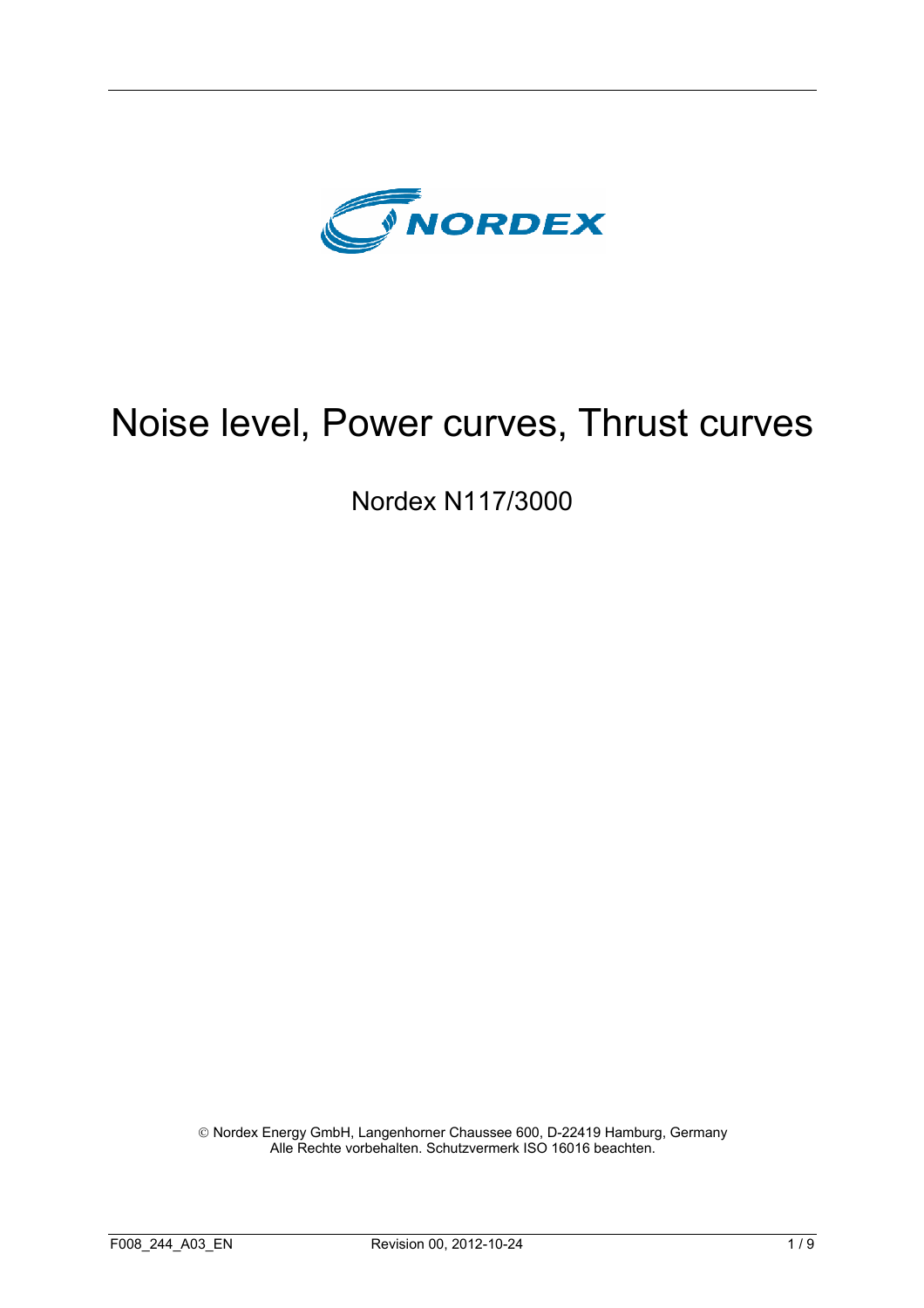NORDEX

# Noise level, Power curves, Thrust curves

## Nordex N117/3000

© Nordex Energy GmbH, Langenhorner Chaussee 600, D-22419 Hamburg, Germany
Alle Rechte vorbehalten. Schutzvermerk ISO 16016 beachten.

F008_244_A03_EN Revision 00, 2012-10-24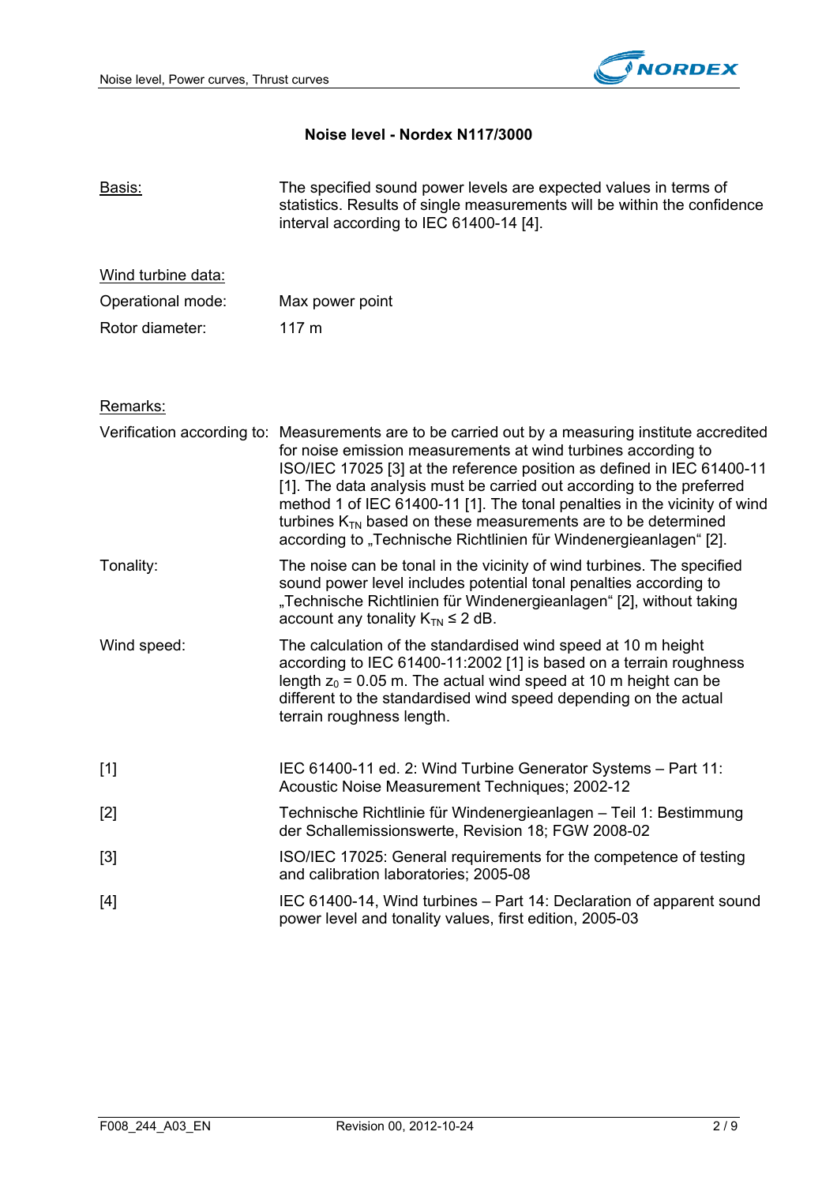# Noise level - Nordex N117/3000

| | |
|---|---|
| <u>Basis:</u> | The specified sound power levels are expected values in terms of statistics. Results of single measurements will be within the confidence interval according to IEC 61400-14 [4]. |

<u>Wind turbine data:</u>

| | |
|---|---|
| Operational mode: | Max power point |
| Rotor diameter: | 117 m |

<u>Remarks:</u>

| | |
|---|---|
| Verification according to: | Measurements are to be carried out by a measuring institute accredited for noise emission measurements at wind turbines according to ISO/IEC 17025 [3] at the reference position as defined in IEC 61400-11 [1]. The data analysis must be carried out according to the preferred method 1 of IEC 61400-11 [1]. The tonal penalties in the vicinity of wind turbines $K_{TN}$ based on these measurements are to be determined according to „Technische Richtlinien für Windenergieanlagen“ [2]. |
| Tonality: | The noise can be tonal in the vicinity of wind turbines. The specified sound power level includes potential tonal penalties according to „Technische Richtlinien für Windenergieanlagen“ [2], without taking account any tonality $K_{TN} \leq 2$ dB. |
| Wind speed: | The calculation of the standardised wind speed at 10 m height according to IEC 61400-11:2002 [1] is based on a terrain roughness length $z_0 = 0.05$ m. The actual wind speed at 10 m height can be different to the standardised wind speed depending on the actual terrain roughness length. |

| | |
|---|---|
| [1] | IEC 61400-11 ed. 2: Wind Turbine Generator Systems – Part 11: Acoustic Noise Measurement Techniques; 2002-12 |
| [2] | Technische Richtlinie für Windenergieanlagen – Teil 1: Bestimmung der Schallemissionswerte, Revision 18; FGW 2008-02 |
| [3] | ISO/IEC 17025: General requirements for the competence of testing and calibration laboratories; 2005-08 |
| [4] | IEC 61400-14, Wind turbines – Part 14: Declaration of apparent sound power level and tonality values, first edition, 2005-03 |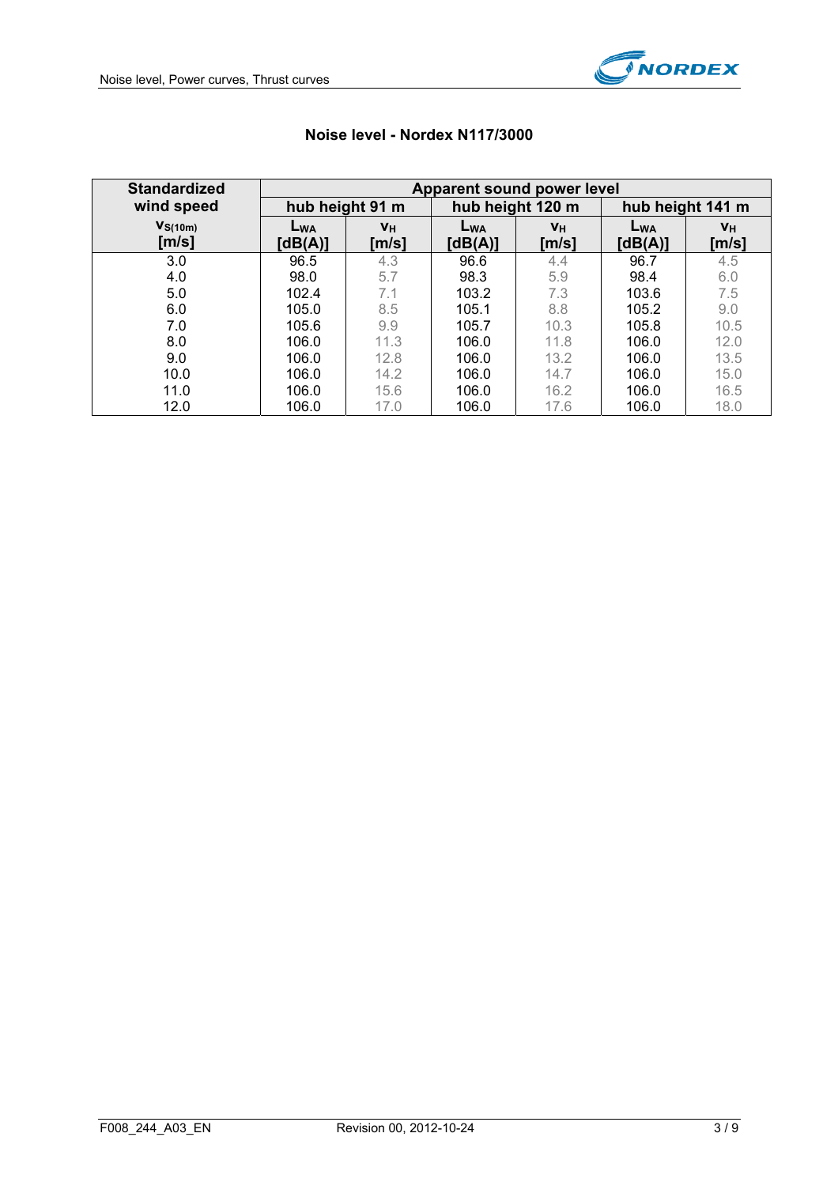## Noise level - Nordex N117/3000

| Standardized wind speed | Apparent sound power level | | | | | |
|---|---|---|---|---|---|---|
| | hub height 91 m | | hub height 120 m | | hub height 141 m | |
| $v_{S(10m)}$ [m/s] | $L_{WA}$ [dB(A)] | $v_H$ [m/s] | $L_{WA}$ [dB(A)] | $v_H$ [m/s] | $L_{WA}$ [dB(A)] | $v_H$ [m/s] |
| 3.0 | 96.5 | 4.3 | 96.6 | 4.4 | 96.7 | 4.5 |
| 4.0 | 98.0 | 5.7 | 98.3 | 5.9 | 98.4 | 6.0 |
| 5.0 | 102.4 | 7.1 | 103.2 | 7.3 | 103.6 | 7.5 |
| 6.0 | 105.0 | 8.5 | 105.1 | 8.8 | 105.2 | 9.0 |
| 7.0 | 105.6 | 9.9 | 105.7 | 10.3 | 105.8 | 10.5 |
| 8.0 | 106.0 | 11.3 | 106.0 | 11.8 | 106.0 | 12.0 |
| 9.0 | 106.0 | 12.8 | 106.0 | 13.2 | 106.0 | 13.5 |
| 10.0 | 106.0 | 14.2 | 106.0 | 14.7 | 106.0 | 15.0 |
| 11.0 | 106.0 | 15.6 | 106.0 | 16.2 | 106.0 | 16.5 |
| 12.0 | 106.0 | 17.0 | 106.0 | 17.6 | 106.0 | 18.0 |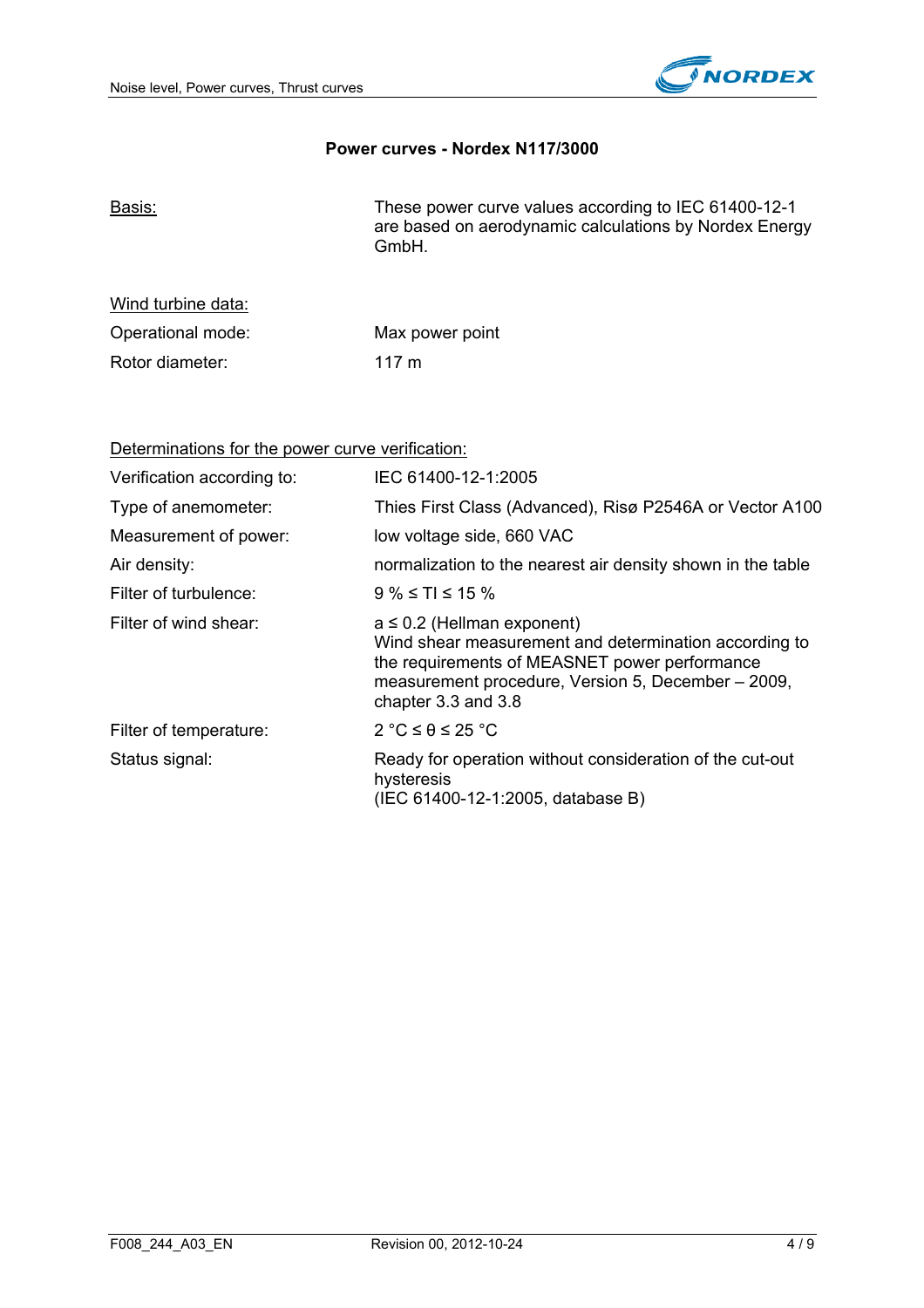## Power curves - Nordex N117/3000

<u>Basis:</u> These power curve values according to IEC 61400-12-1 are based on aerodynamic calculations by Nordex Energy GmbH.

<u>Wind turbine data:</u>

| | |
|---|---|
| Operational mode: | Max power point |
| Rotor diameter: | 117 m |

<u>Determinations for the power curve verification:</u>

| | |
|---|---|
| Verification according to: | IEC 61400-12-1:2005 |
| Type of anemometer: | Thies First Class (Advanced), Risø P2546A or Vector A100 |
| Measurement of power: | low voltage side, 660 VAC |
| Air density: | normalization to the nearest air density shown in the table |
| Filter of turbulence: | 9 % ≤ TI ≤ 15 % |
| Filter of wind shear: | a ≤ 0.2 (Hellman exponent)<br>Wind shear measurement and determination according to the requirements of MEASNET power performance measurement procedure, Version 5, December – 2009, chapter 3.3 and 3.8 |
| Filter of temperature: | 2 °C ≤ θ ≤ 25 °C |
| Status signal: | Ready for operation without consideration of the cut-out hysteresis<br>(IEC 61400-12-1:2005, database B) |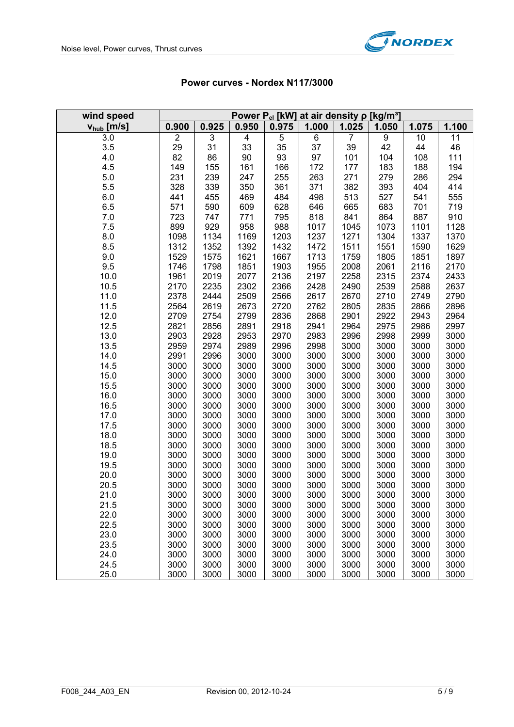## Power curves - Nordex N117/3000

| wind speed | Power $P_{el}$ [kW] at air density ρ [kg/m³] | | | | | | | | |
|---|---|---|---|---|---|---|---|---|---|
| $v_{hub}$ [m/s] | 0.900 | 0.925 | 0.950 | 0.975 | 1.000 | 1.025 | 1.050 | 1.075 | 1.100 |
| 3.0 | 2 | 3 | 4 | 5 | 6 | 7 | 9 | 10 | 11 |
| 3.5 | 29 | 31 | 33 | 35 | 37 | 39 | 42 | 44 | 46 |
| 4.0 | 82 | 86 | 90 | 93 | 97 | 101 | 104 | 108 | 111 |
| 4.5 | 149 | 155 | 161 | 166 | 172 | 177 | 183 | 188 | 194 |
| 5.0 | 231 | 239 | 247 | 255 | 263 | 271 | 279 | 286 | 294 |
| 5.5 | 328 | 339 | 350 | 361 | 371 | 382 | 393 | 404 | 414 |
| 6.0 | 441 | 455 | 469 | 484 | 498 | 513 | 527 | 541 | 555 |
| 6.5 | 571 | 590 | 609 | 628 | 646 | 665 | 683 | 701 | 719 |
| 7.0 | 723 | 747 | 771 | 795 | 818 | 841 | 864 | 887 | 910 |
| 7.5 | 899 | 929 | 958 | 988 | 1017 | 1045 | 1073 | 1101 | 1128 |
| 8.0 | 1098 | 1134 | 1169 | 1203 | 1237 | 1271 | 1304 | 1337 | 1370 |
| 8.5 | 1312 | 1352 | 1392 | 1432 | 1472 | 1511 | 1551 | 1590 | 1629 |
| 9.0 | 1529 | 1575 | 1621 | 1667 | 1713 | 1759 | 1805 | 1851 | 1897 |
| 9.5 | 1746 | 1798 | 1851 | 1903 | 1955 | 2008 | 2061 | 2116 | 2170 |
| 10.0 | 1961 | 2019 | 2077 | 2136 | 2197 | 2258 | 2315 | 2374 | 2433 |
| 10.5 | 2170 | 2235 | 2302 | 2366 | 2428 | 2490 | 2539 | 2588 | 2637 |
| 11.0 | 2378 | 2444 | 2509 | 2566 | 2617 | 2670 | 2710 | 2749 | 2790 |
| 11.5 | 2564 | 2619 | 2673 | 2720 | 2762 | 2805 | 2835 | 2866 | 2896 |
| 12.0 | 2709 | 2754 | 2799 | 2836 | 2868 | 2901 | 2922 | 2943 | 2964 |
| 12.5 | 2821 | 2856 | 2891 | 2918 | 2941 | 2964 | 2975 | 2986 | 2997 |
| 13.0 | 2903 | 2928 | 2953 | 2970 | 2983 | 2996 | 2998 | 2999 | 3000 |
| 13.5 | 2959 | 2974 | 2989 | 2996 | 2998 | 3000 | 3000 | 3000 | 3000 |
| 14.0 | 2991 | 2996 | 3000 | 3000 | 3000 | 3000 | 3000 | 3000 | 3000 |
| 14.5 | 3000 | 3000 | 3000 | 3000 | 3000 | 3000 | 3000 | 3000 | 3000 |
| 15.0 | 3000 | 3000 | 3000 | 3000 | 3000 | 3000 | 3000 | 3000 | 3000 |
| 15.5 | 3000 | 3000 | 3000 | 3000 | 3000 | 3000 | 3000 | 3000 | 3000 |
| 16.0 | 3000 | 3000 | 3000 | 3000 | 3000 | 3000 | 3000 | 3000 | 3000 |
| 16.5 | 3000 | 3000 | 3000 | 3000 | 3000 | 3000 | 3000 | 3000 | 3000 |
| 17.0 | 3000 | 3000 | 3000 | 3000 | 3000 | 3000 | 3000 | 3000 | 3000 |
| 17.5 | 3000 | 3000 | 3000 | 3000 | 3000 | 3000 | 3000 | 3000 | 3000 |
| 18.0 | 3000 | 3000 | 3000 | 3000 | 3000 | 3000 | 3000 | 3000 | 3000 |
| 18.5 | 3000 | 3000 | 3000 | 3000 | 3000 | 3000 | 3000 | 3000 | 3000 |
| 19.0 | 3000 | 3000 | 3000 | 3000 | 3000 | 3000 | 3000 | 3000 | 3000 |
| 19.5 | 3000 | 3000 | 3000 | 3000 | 3000 | 3000 | 3000 | 3000 | 3000 |
| 20.0 | 3000 | 3000 | 3000 | 3000 | 3000 | 3000 | 3000 | 3000 | 3000 |
| 20.5 | 3000 | 3000 | 3000 | 3000 | 3000 | 3000 | 3000 | 3000 | 3000 |
| 21.0 | 3000 | 3000 | 3000 | 3000 | 3000 | 3000 | 3000 | 3000 | 3000 |
| 21.5 | 3000 | 3000 | 3000 | 3000 | 3000 | 3000 | 3000 | 3000 | 3000 |
| 22.0 | 3000 | 3000 | 3000 | 3000 | 3000 | 3000 | 3000 | 3000 | 3000 |
| 22.5 | 3000 | 3000 | 3000 | 3000 | 3000 | 3000 | 3000 | 3000 | 3000 |
| 23.0 | 3000 | 3000 | 3000 | 3000 | 3000 | 3000 | 3000 | 3000 | 3000 |
| 23.5 | 3000 | 3000 | 3000 | 3000 | 3000 | 3000 | 3000 | 3000 | 3000 |
| 24.0 | 3000 | 3000 | 3000 | 3000 | 3000 | 3000 | 3000 | 3000 | 3000 |
| 24.5 | 3000 | 3000 | 3000 | 3000 | 3000 | 3000 | 3000 | 3000 | 3000 |
| 25.0 | 3000 | 3000 | 3000 | 3000 | 3000 | 3000 | 3000 | 3000 | 3000 |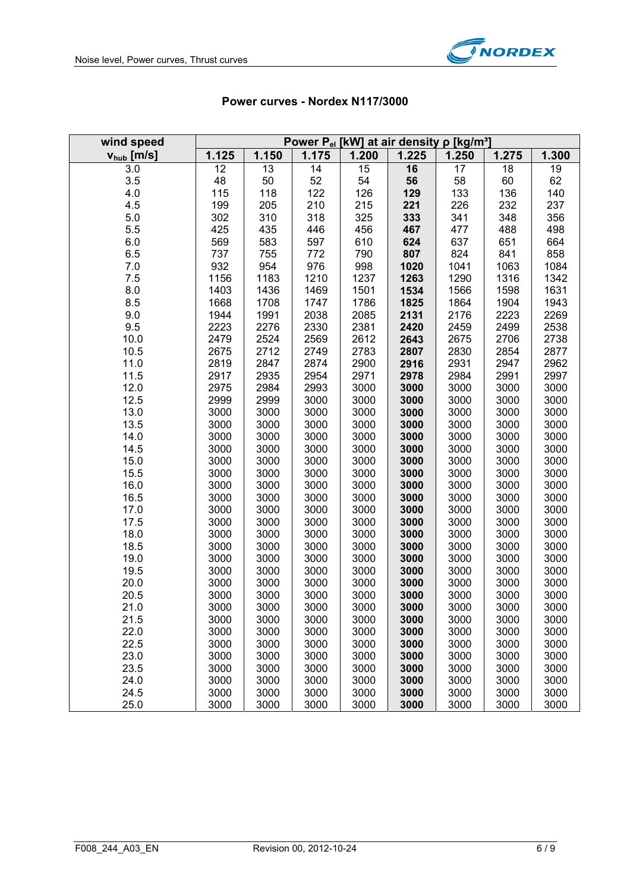## Power curves - Nordex N117/3000

| wind speed | Power $P_{el}$ [kW] at air density ρ [kg/m³] | | | | | | | |
|---|---|---|---|---|---|---|---|---|
| $v_{hub}$ [m/s] | 1.125 | 1.150 | 1.175 | 1.200 | **1.225** | 1.250 | 1.275 | 1.300 |
| 3.0 | 12 | 13 | 14 | 15 | **16** | 17 | 18 | 19 |
| 3.5 | 48 | 50 | 52 | 54 | **56** | 58 | 60 | 62 |
| 4.0 | 115 | 118 | 122 | 126 | **129** | 133 | 136 | 140 |
| 4.5 | 199 | 205 | 210 | 215 | **221** | 226 | 232 | 237 |
| 5.0 | 302 | 310 | 318 | 325 | **333** | 341 | 348 | 356 |
| 5.5 | 425 | 435 | 446 | 456 | **467** | 477 | 488 | 498 |
| 6.0 | 569 | 583 | 597 | 610 | **624** | 637 | 651 | 664 |
| 6.5 | 737 | 755 | 772 | 790 | **807** | 824 | 841 | 858 |
| 7.0 | 932 | 954 | 976 | 998 | **1020** | 1041 | 1063 | 1084 |
| 7.5 | 1156 | 1183 | 1210 | 1237 | **1263** | 1290 | 1316 | 1342 |
| 8.0 | 1403 | 1436 | 1469 | 1501 | **1534** | 1566 | 1598 | 1631 |
| 8.5 | 1668 | 1708 | 1747 | 1786 | **1825** | 1864 | 1904 | 1943 |
| 9.0 | 1944 | 1991 | 2038 | 2085 | **2131** | 2176 | 2223 | 2269 |
| 9.5 | 2223 | 2276 | 2330 | 2381 | **2420** | 2459 | 2499 | 2538 |
| 10.0 | 2479 | 2524 | 2569 | 2612 | **2643** | 2675 | 2706 | 2738 |
| 10.5 | 2675 | 2712 | 2749 | 2783 | **2807** | 2830 | 2854 | 2877 |
| 11.0 | 2819 | 2847 | 2874 | 2900 | **2916** | 2931 | 2947 | 2962 |
| 11.5 | 2917 | 2935 | 2954 | 2971 | **2978** | 2984 | 2991 | 2997 |
| 12.0 | 2975 | 2984 | 2993 | 3000 | **3000** | 3000 | 3000 | 3000 |
| 12.5 | 2999 | 2999 | 3000 | 3000 | **3000** | 3000 | 3000 | 3000 |
| 13.0 | 3000 | 3000 | 3000 | 3000 | **3000** | 3000 | 3000 | 3000 |
| 13.5 | 3000 | 3000 | 3000 | 3000 | **3000** | 3000 | 3000 | 3000 |
| 14.0 | 3000 | 3000 | 3000 | 3000 | **3000** | 3000 | 3000 | 3000 |
| 14.5 | 3000 | 3000 | 3000 | 3000 | **3000** | 3000 | 3000 | 3000 |
| 15.0 | 3000 | 3000 | 3000 | 3000 | **3000** | 3000 | 3000 | 3000 |
| 15.5 | 3000 | 3000 | 3000 | 3000 | **3000** | 3000 | 3000 | 3000 |
| 16.0 | 3000 | 3000 | 3000 | 3000 | **3000** | 3000 | 3000 | 3000 |
| 16.5 | 3000 | 3000 | 3000 | 3000 | **3000** | 3000 | 3000 | 3000 |
| 17.0 | 3000 | 3000 | 3000 | 3000 | **3000** | 3000 | 3000 | 3000 |
| 17.5 | 3000 | 3000 | 3000 | 3000 | **3000** | 3000 | 3000 | 3000 |
| 18.0 | 3000 | 3000 | 3000 | 3000 | **3000** | 3000 | 3000 | 3000 |
| 18.5 | 3000 | 3000 | 3000 | 3000 | **3000** | 3000 | 3000 | 3000 |
| 19.0 | 3000 | 3000 | 3000 | 3000 | **3000** | 3000 | 3000 | 3000 |
| 19.5 | 3000 | 3000 | 3000 | 3000 | **3000** | 3000 | 3000 | 3000 |
| 20.0 | 3000 | 3000 | 3000 | 3000 | **3000** | 3000 | 3000 | 3000 |
| 20.5 | 3000 | 3000 | 3000 | 3000 | **3000** | 3000 | 3000 | 3000 |
| 21.0 | 3000 | 3000 | 3000 | 3000 | **3000** | 3000 | 3000 | 3000 |
| 21.5 | 3000 | 3000 | 3000 | 3000 | **3000** | 3000 | 3000 | 3000 |
| 22.0 | 3000 | 3000 | 3000 | 3000 | **3000** | 3000 | 3000 | 3000 |
| 22.5 | 3000 | 3000 | 3000 | 3000 | **3000** | 3000 | 3000 | 3000 |
| 23.0 | 3000 | 3000 | 3000 | 3000 | **3000** | 3000 | 3000 | 3000 |
| 23.5 | 3000 | 3000 | 3000 | 3000 | **3000** | 3000 | 3000 | 3000 |
| 24.0 | 3000 | 3000 | 3000 | 3000 | **3000** | 3000 | 3000 | 3000 |
| 24.5 | 3000 | 3000 | 3000 | 3000 | **3000** | 3000 | 3000 | 3000 |
| 25.0 | 3000 | 3000 | 3000 | 3000 | **3000** | 3000 | 3000 | 3000 |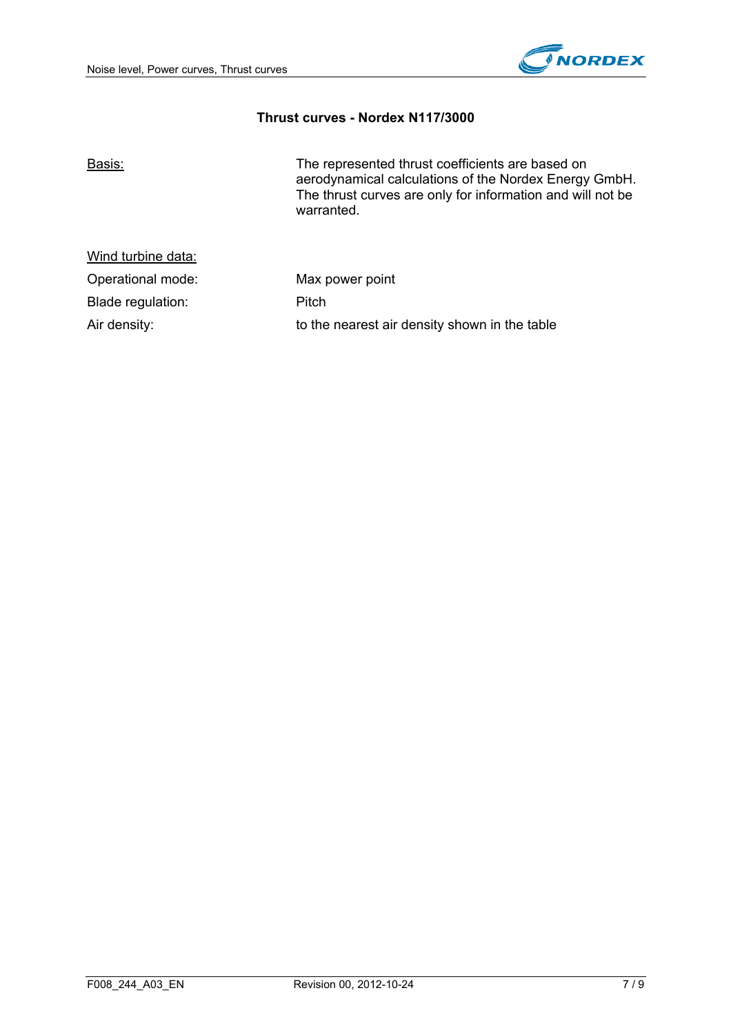## Thrust curves - Nordex N117/3000

<u>Basis:</u> The represented thrust coefficients are based on aerodynamical calculations of the Nordex Energy GmbH. The thrust curves are only for information and will not be warranted.

<u>Wind turbine data:</u>

Operational mode: Max power point

Blade regulation: Pitch

Air density: to the nearest air density shown in the table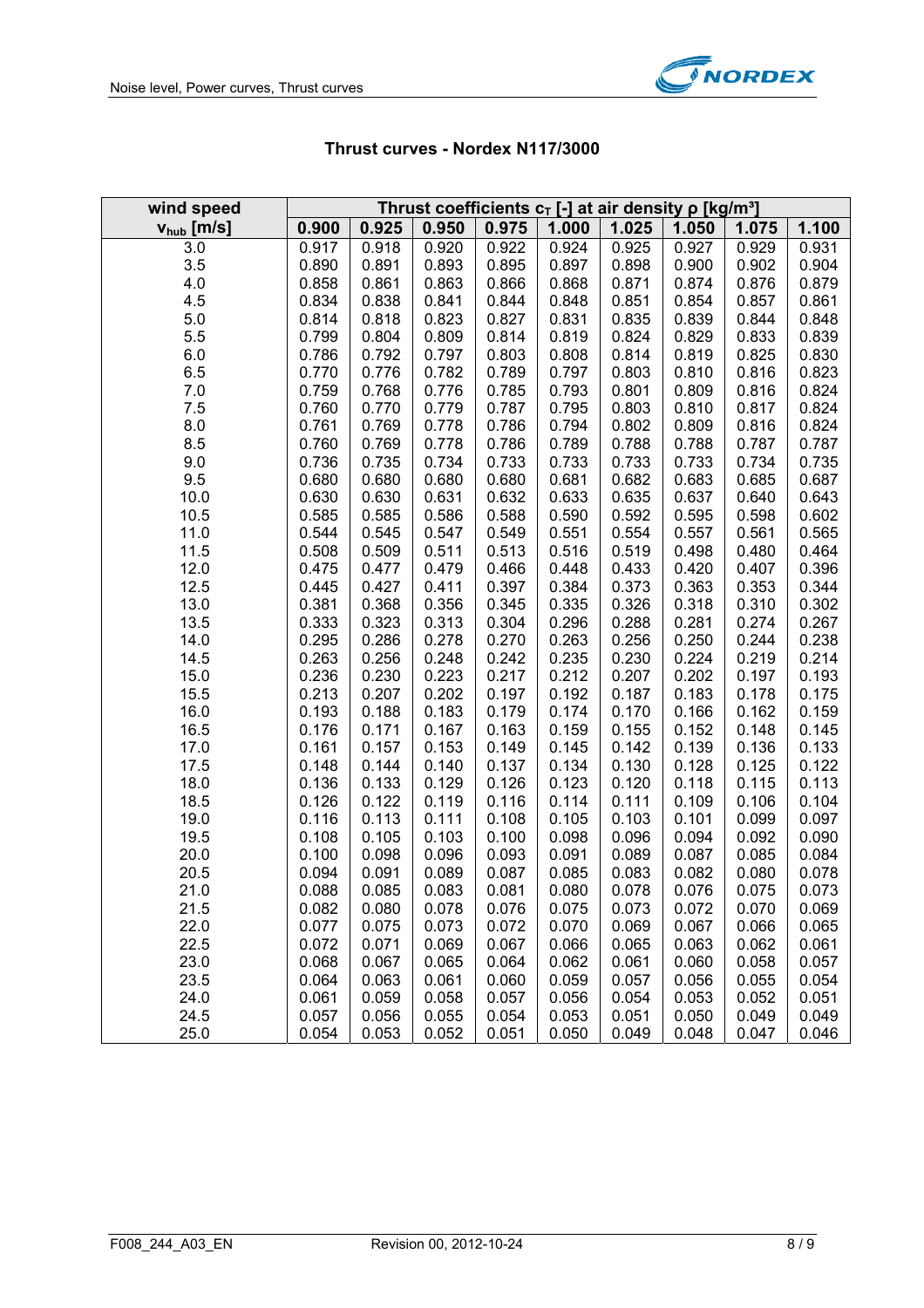## Thrust curves - Nordex N117/3000

| wind speed | Thrust coefficients $c_T$ [-] at air density $\rho$ [kg/m³] | | | | | | | | |
|---|---|---|---|---|---|---|---|---|---|
| $v_{hub}$ [m/s] | 0.900 | 0.925 | 0.950 | 0.975 | 1.000 | 1.025 | 1.050 | 1.075 | 1.100 |
| 3.0 | 0.917 | 0.918 | 0.920 | 0.922 | 0.924 | 0.925 | 0.927 | 0.929 | 0.931 |
| 3.5 | 0.890 | 0.891 | 0.893 | 0.895 | 0.897 | 0.898 | 0.900 | 0.902 | 0.904 |
| 4.0 | 0.858 | 0.861 | 0.863 | 0.866 | 0.868 | 0.871 | 0.874 | 0.876 | 0.879 |
| 4.5 | 0.834 | 0.838 | 0.841 | 0.844 | 0.848 | 0.851 | 0.854 | 0.857 | 0.861 |
| 5.0 | 0.814 | 0.818 | 0.823 | 0.827 | 0.831 | 0.835 | 0.839 | 0.844 | 0.848 |
| 5.5 | 0.799 | 0.804 | 0.809 | 0.814 | 0.819 | 0.824 | 0.829 | 0.833 | 0.839 |
| 6.0 | 0.786 | 0.792 | 0.797 | 0.803 | 0.808 | 0.814 | 0.819 | 0.825 | 0.830 |
| 6.5 | 0.770 | 0.776 | 0.782 | 0.789 | 0.797 | 0.803 | 0.810 | 0.816 | 0.823 |
| 7.0 | 0.759 | 0.768 | 0.776 | 0.785 | 0.793 | 0.801 | 0.809 | 0.816 | 0.824 |
| 7.5 | 0.760 | 0.770 | 0.779 | 0.787 | 0.795 | 0.803 | 0.810 | 0.817 | 0.824 |
| 8.0 | 0.761 | 0.769 | 0.778 | 0.786 | 0.794 | 0.802 | 0.809 | 0.816 | 0.824 |
| 8.5 | 0.760 | 0.769 | 0.778 | 0.786 | 0.789 | 0.788 | 0.788 | 0.787 | 0.787 |
| 9.0 | 0.736 | 0.735 | 0.734 | 0.733 | 0.733 | 0.733 | 0.733 | 0.734 | 0.735 |
| 9.5 | 0.680 | 0.680 | 0.680 | 0.680 | 0.681 | 0.682 | 0.683 | 0.685 | 0.687 |
| 10.0 | 0.630 | 0.630 | 0.631 | 0.632 | 0.633 | 0.635 | 0.637 | 0.640 | 0.643 |
| 10.5 | 0.585 | 0.585 | 0.586 | 0.588 | 0.590 | 0.592 | 0.595 | 0.598 | 0.602 |
| 11.0 | 0.544 | 0.545 | 0.547 | 0.549 | 0.551 | 0.554 | 0.557 | 0.561 | 0.565 |
| 11.5 | 0.508 | 0.509 | 0.511 | 0.513 | 0.516 | 0.519 | 0.498 | 0.480 | 0.464 |
| 12.0 | 0.475 | 0.477 | 0.479 | 0.466 | 0.448 | 0.433 | 0.420 | 0.407 | 0.396 |
| 12.5 | 0.445 | 0.427 | 0.411 | 0.397 | 0.384 | 0.373 | 0.363 | 0.353 | 0.344 |
| 13.0 | 0.381 | 0.368 | 0.356 | 0.345 | 0.335 | 0.326 | 0.318 | 0.310 | 0.302 |
| 13.5 | 0.333 | 0.323 | 0.313 | 0.304 | 0.296 | 0.288 | 0.281 | 0.274 | 0.267 |
| 14.0 | 0.295 | 0.286 | 0.278 | 0.270 | 0.263 | 0.256 | 0.250 | 0.244 | 0.238 |
| 14.5 | 0.263 | 0.256 | 0.248 | 0.242 | 0.235 | 0.230 | 0.224 | 0.219 | 0.214 |
| 15.0 | 0.236 | 0.230 | 0.223 | 0.217 | 0.212 | 0.207 | 0.202 | 0.197 | 0.193 |
| 15.5 | 0.213 | 0.207 | 0.202 | 0.197 | 0.192 | 0.187 | 0.183 | 0.178 | 0.175 |
| 16.0 | 0.193 | 0.188 | 0.183 | 0.179 | 0.174 | 0.170 | 0.166 | 0.162 | 0.159 |
| 16.5 | 0.176 | 0.171 | 0.167 | 0.163 | 0.159 | 0.155 | 0.152 | 0.148 | 0.145 |
| 17.0 | 0.161 | 0.157 | 0.153 | 0.149 | 0.145 | 0.142 | 0.139 | 0.136 | 0.133 |
| 17.5 | 0.148 | 0.144 | 0.140 | 0.137 | 0.134 | 0.130 | 0.128 | 0.125 | 0.122 |
| 18.0 | 0.136 | 0.133 | 0.129 | 0.126 | 0.123 | 0.120 | 0.118 | 0.115 | 0.113 |
| 18.5 | 0.126 | 0.122 | 0.119 | 0.116 | 0.114 | 0.111 | 0.109 | 0.106 | 0.104 |
| 19.0 | 0.116 | 0.113 | 0.111 | 0.108 | 0.105 | 0.103 | 0.101 | 0.099 | 0.097 |
| 19.5 | 0.108 | 0.105 | 0.103 | 0.100 | 0.098 | 0.096 | 0.094 | 0.092 | 0.090 |
| 20.0 | 0.100 | 0.098 | 0.096 | 0.093 | 0.091 | 0.089 | 0.087 | 0.085 | 0.084 |
| 20.5 | 0.094 | 0.091 | 0.089 | 0.087 | 0.085 | 0.083 | 0.082 | 0.080 | 0.078 |
| 21.0 | 0.088 | 0.085 | 0.083 | 0.081 | 0.080 | 0.078 | 0.076 | 0.075 | 0.073 |
| 21.5 | 0.082 | 0.080 | 0.078 | 0.076 | 0.075 | 0.073 | 0.072 | 0.070 | 0.069 |
| 22.0 | 0.077 | 0.075 | 0.073 | 0.072 | 0.070 | 0.069 | 0.067 | 0.066 | 0.065 |
| 22.5 | 0.072 | 0.071 | 0.069 | 0.067 | 0.066 | 0.065 | 0.063 | 0.062 | 0.061 |
| 23.0 | 0.068 | 0.067 | 0.065 | 0.064 | 0.062 | 0.061 | 0.060 | 0.058 | 0.057 |
| 23.5 | 0.064 | 0.063 | 0.061 | 0.060 | 0.059 | 0.057 | 0.056 | 0.055 | 0.054 |
| 24.0 | 0.061 | 0.059 | 0.058 | 0.057 | 0.056 | 0.054 | 0.053 | 0.052 | 0.051 |
| 24.5 | 0.057 | 0.056 | 0.055 | 0.054 | 0.053 | 0.051 | 0.050 | 0.049 | 0.049 |
| 25.0 | 0.054 | 0.053 | 0.052 | 0.051 | 0.050 | 0.049 | 0.048 | 0.047 | 0.046 |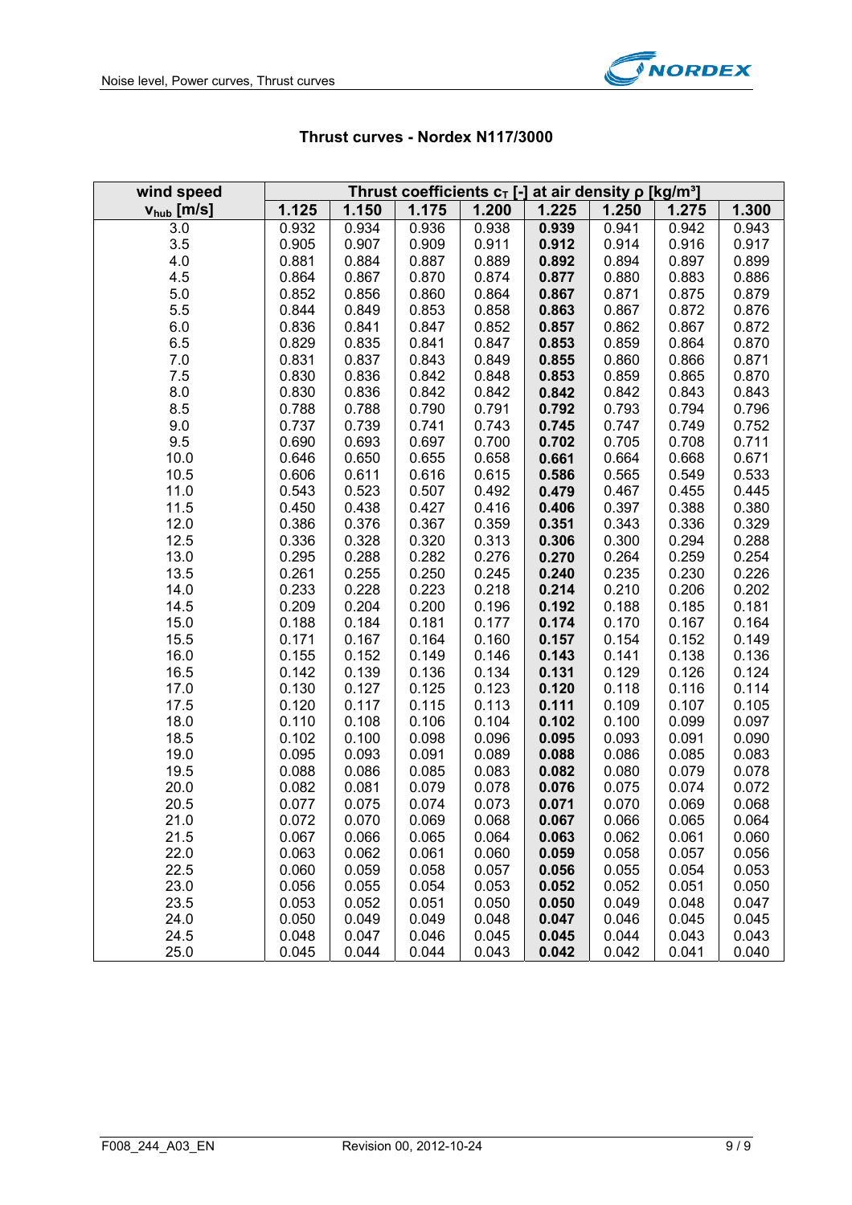## Thrust curves - Nordex N117/3000

| wind speed | Thrust coefficients $c_T$ [-] at air density ρ [kg/m³] | | | | | | | |
|---|---|---|---|---|---|---|---|---|
| $v_{hub}$ [m/s] | 1.125 | 1.150 | 1.175 | 1.200 | **1.225** | 1.250 | 1.275 | 1.300 |
| 3.0 | 0.932 | 0.934 | 0.936 | 0.938 | **0.939** | 0.941 | 0.942 | 0.943 |
| 3.5 | 0.905 | 0.907 | 0.909 | 0.911 | **0.912** | 0.914 | 0.916 | 0.917 |
| 4.0 | 0.881 | 0.884 | 0.887 | 0.889 | **0.892** | 0.894 | 0.897 | 0.899 |
| 4.5 | 0.864 | 0.867 | 0.870 | 0.874 | **0.877** | 0.880 | 0.883 | 0.886 |
| 5.0 | 0.852 | 0.856 | 0.860 | 0.864 | **0.867** | 0.871 | 0.875 | 0.879 |
| 5.5 | 0.844 | 0.849 | 0.853 | 0.858 | **0.863** | 0.867 | 0.872 | 0.876 |
| 6.0 | 0.836 | 0.841 | 0.847 | 0.852 | **0.857** | 0.862 | 0.867 | 0.872 |
| 6.5 | 0.829 | 0.835 | 0.841 | 0.847 | **0.853** | 0.859 | 0.864 | 0.870 |
| 7.0 | 0.831 | 0.837 | 0.843 | 0.849 | **0.855** | 0.860 | 0.866 | 0.871 |
| 7.5 | 0.830 | 0.836 | 0.842 | 0.848 | **0.853** | 0.859 | 0.865 | 0.870 |
| 8.0 | 0.830 | 0.836 | 0.842 | 0.842 | **0.842** | 0.842 | 0.843 | 0.843 |
| 8.5 | 0.788 | 0.788 | 0.790 | 0.791 | **0.792** | 0.793 | 0.794 | 0.796 |
| 9.0 | 0.737 | 0.739 | 0.741 | 0.743 | **0.745** | 0.747 | 0.749 | 0.752 |
| 9.5 | 0.690 | 0.693 | 0.697 | 0.700 | **0.702** | 0.705 | 0.708 | 0.711 |
| 10.0 | 0.646 | 0.650 | 0.655 | 0.658 | **0.661** | 0.664 | 0.668 | 0.671 |
| 10.5 | 0.606 | 0.611 | 0.616 | 0.615 | **0.586** | 0.565 | 0.549 | 0.533 |
| 11.0 | 0.543 | 0.523 | 0.507 | 0.492 | **0.479** | 0.467 | 0.455 | 0.445 |
| 11.5 | 0.450 | 0.438 | 0.427 | 0.416 | **0.406** | 0.397 | 0.388 | 0.380 |
| 12.0 | 0.386 | 0.376 | 0.367 | 0.359 | **0.351** | 0.343 | 0.336 | 0.329 |
| 12.5 | 0.336 | 0.328 | 0.320 | 0.313 | **0.306** | 0.300 | 0.294 | 0.288 |
| 13.0 | 0.295 | 0.288 | 0.282 | 0.276 | **0.270** | 0.264 | 0.259 | 0.254 |
| 13.5 | 0.261 | 0.255 | 0.250 | 0.245 | **0.240** | 0.235 | 0.230 | 0.226 |
| 14.0 | 0.233 | 0.228 | 0.223 | 0.218 | **0.214** | 0.210 | 0.206 | 0.202 |
| 14.5 | 0.209 | 0.204 | 0.200 | 0.196 | **0.192** | 0.188 | 0.185 | 0.181 |
| 15.0 | 0.188 | 0.184 | 0.181 | 0.177 | **0.174** | 0.170 | 0.167 | 0.164 |
| 15.5 | 0.171 | 0.167 | 0.164 | 0.160 | **0.157** | 0.154 | 0.152 | 0.149 |
| 16.0 | 0.155 | 0.152 | 0.149 | 0.146 | **0.143** | 0.141 | 0.138 | 0.136 |
| 16.5 | 0.142 | 0.139 | 0.136 | 0.134 | **0.131** | 0.129 | 0.126 | 0.124 |
| 17.0 | 0.130 | 0.127 | 0.125 | 0.123 | **0.120** | 0.118 | 0.116 | 0.114 |
| 17.5 | 0.120 | 0.117 | 0.115 | 0.113 | **0.111** | 0.109 | 0.107 | 0.105 |
| 18.0 | 0.110 | 0.108 | 0.106 | 0.104 | **0.102** | 0.100 | 0.099 | 0.097 |
| 18.5 | 0.102 | 0.100 | 0.098 | 0.096 | **0.095** | 0.093 | 0.091 | 0.090 |
| 19.0 | 0.095 | 0.093 | 0.091 | 0.089 | **0.088** | 0.086 | 0.085 | 0.083 |
| 19.5 | 0.088 | 0.086 | 0.085 | 0.083 | **0.082** | 0.080 | 0.079 | 0.078 |
| 20.0 | 0.082 | 0.081 | 0.079 | 0.078 | **0.076** | 0.075 | 0.074 | 0.072 |
| 20.5 | 0.077 | 0.075 | 0.074 | 0.073 | **0.071** | 0.070 | 0.069 | 0.068 |
| 21.0 | 0.072 | 0.070 | 0.069 | 0.068 | **0.067** | 0.066 | 0.065 | 0.064 |
| 21.5 | 0.067 | 0.066 | 0.065 | 0.064 | **0.063** | 0.062 | 0.061 | 0.060 |
| 22.0 | 0.063 | 0.062 | 0.061 | 0.060 | **0.059** | 0.058 | 0.057 | 0.056 |
| 22.5 | 0.060 | 0.059 | 0.058 | 0.057 | **0.056** | 0.055 | 0.054 | 0.053 |
| 23.0 | 0.056 | 0.055 | 0.054 | 0.053 | **0.052** | 0.052 | 0.051 | 0.050 |
| 23.5 | 0.053 | 0.052 | 0.051 | 0.050 | **0.050** | 0.049 | 0.048 | 0.047 |
| 24.0 | 0.050 | 0.049 | 0.049 | 0.048 | **0.047** | 0.046 | 0.045 | 0.045 |
| 24.5 | 0.048 | 0.047 | 0.046 | 0.045 | **0.045** | 0.044 | 0.043 | 0.043 |
| 25.0 | 0.045 | 0.044 | 0.044 | 0.043 | **0.042** | 0.042 | 0.041 | 0.040 |